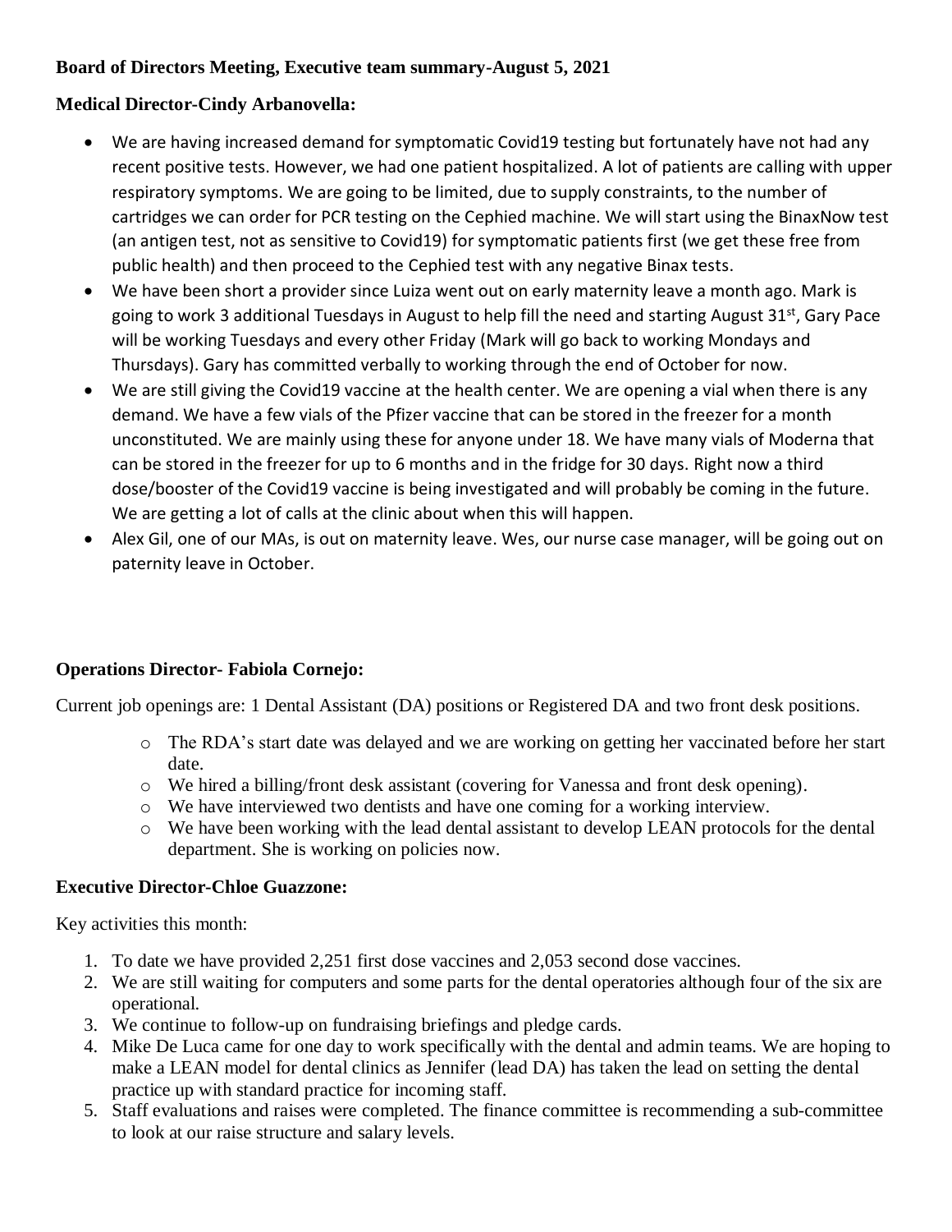**Board of Directors Meeting, Executive team summary-August 5, 2021**

**Medical Director-Cindy Arbanovella:**

- We are having increased demand for symptomatic Covid19 testing but fortunately have not had any recent positive tests. However, we had one patient hospitalized. A lot of patients are calling with upper respiratory symptoms. We are going to be limited, due to supply constraints, to the number of cartridges we can order for PCR testing on the Cephied machine. We will start using the BinaxNow test (an antigen test, not as sensitive to Covid19) for symptomatic patients first (we get these free from public health) and then proceed to the Cephied test with any negative Binax tests.
- We have been short a provider since Luiza went out on early maternity leave a month ago. Mark is going to work 3 additional Tuesdays in August to help fill the need and starting August 31st, Gary Pace will be working Tuesdays and every other Friday (Mark will go back to working Mondays and Thursdays). Gary has committed verbally to working through the end of October for now.
- We are still giving the Covid19 vaccine at the health center. We are opening a vial when there is any demand. We have a few vials of the Pfizer vaccine that can be stored in the freezer for a month unconstituted. We are mainly using these for anyone under 18. We have many vials of Moderna that can be stored in the freezer for up to 6 months and in the fridge for 30 days. Right now a third dose/booster of the Covid19 vaccine is being investigated and will probably be coming in the future. We are getting a lot of calls at the clinic about when this will happen.
- Alex Gil, one of our MAs, is out on maternity leave. Wes, our nurse case manager, will be going out on paternity leave in October.

**Operations Director- Fabiola Cornejo:**

Current job openings are: 1 Dental Assistant (DA) positions or Registered DA and two front desk positions.

- The RDA's start date was delayed and we are working on getting her vaccinated before her start date.
- We hired a billing/front desk assistant (covering for Vanessa and front desk opening).
- We have interviewed two dentists and have one coming for a working interview.
- We have been working with the lead dental assistant to develop LEAN protocols for the dental department. She is working on policies now.

**Executive Director-Chloe Guazzone:**

Key activities this month:

1. To date we have provided 2,251 first dose vaccines and 2,053 second dose vaccines.
2. We are still waiting for computers and some parts for the dental operatories although four of the six are operational.
3. We continue to follow-up on fundraising briefings and pledge cards.
4. Mike De Luca came for one day to work specifically with the dental and admin teams. We are hoping to make a LEAN model for dental clinics as Jennifer (lead DA) has taken the lead on setting the dental practice up with standard practice for incoming staff.
5. Staff evaluations and raises were completed. The finance committee is recommending a sub-committee to look at our raise structure and salary levels.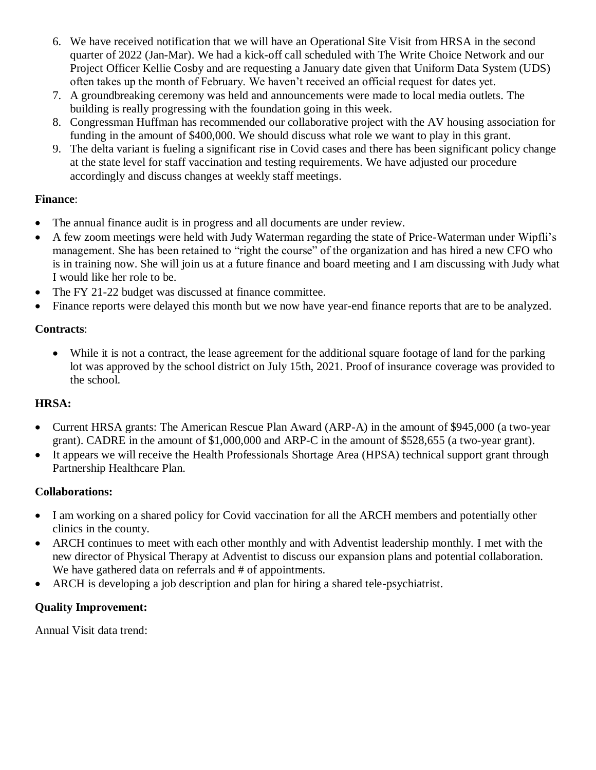6. We have received notification that we will have an Operational Site Visit from HRSA in the second quarter of 2022 (Jan-Mar). We had a kick-off call scheduled with The Write Choice Network and our Project Officer Kellie Cosby and are requesting a January date given that Uniform Data System (UDS) often takes up the month of February. We haven't received an official request for dates yet.
7. A groundbreaking ceremony was held and announcements were made to local media outlets. The building is really progressing with the foundation going in this week.
8. Congressman Huffman has recommended our collaborative project with the AV housing association for funding in the amount of $400,000. We should discuss what role we want to play in this grant.
9. The delta variant is fueling a significant rise in Covid cases and there has been significant policy change at the state level for staff vaccination and testing requirements. We have adjusted our procedure accordingly and discuss changes at weekly staff meetings.

**Finance**:

- The annual finance audit is in progress and all documents are under review.
- A few zoom meetings were held with Judy Waterman regarding the state of Price-Waterman under Wipfli's management. She has been retained to "right the course" of the organization and has hired a new CFO who is in training now. She will join us at a future finance and board meeting and I am discussing with Judy what I would like her role to be.
- The FY 21-22 budget was discussed at finance committee.
- Finance reports were delayed this month but we now have year-end finance reports that are to be analyzed.

**Contracts**:

- While it is not a contract, the lease agreement for the additional square footage of land for the parking lot was approved by the school district on July 15th, 2021. Proof of insurance coverage was provided to the school.

**HRSA:**

- Current HRSA grants: The American Rescue Plan Award (ARP-A) in the amount of $945,000 (a two-year grant). CADRE in the amount of $1,000,000 and ARP-C in the amount of $528,655 (a two-year grant).
- It appears we will receive the Health Professionals Shortage Area (HPSA) technical support grant through Partnership Healthcare Plan.

**Collaborations:**

- I am working on a shared policy for Covid vaccination for all the ARCH members and potentially other clinics in the county.
- ARCH continues to meet with each other monthly and with Adventist leadership monthly. I met with the new director of Physical Therapy at Adventist to discuss our expansion plans and potential collaboration. We have gathered data on referrals and # of appointments.
- ARCH is developing a job description and plan for hiring a shared tele-psychiatrist.

**Quality Improvement:**

Annual Visit data trend: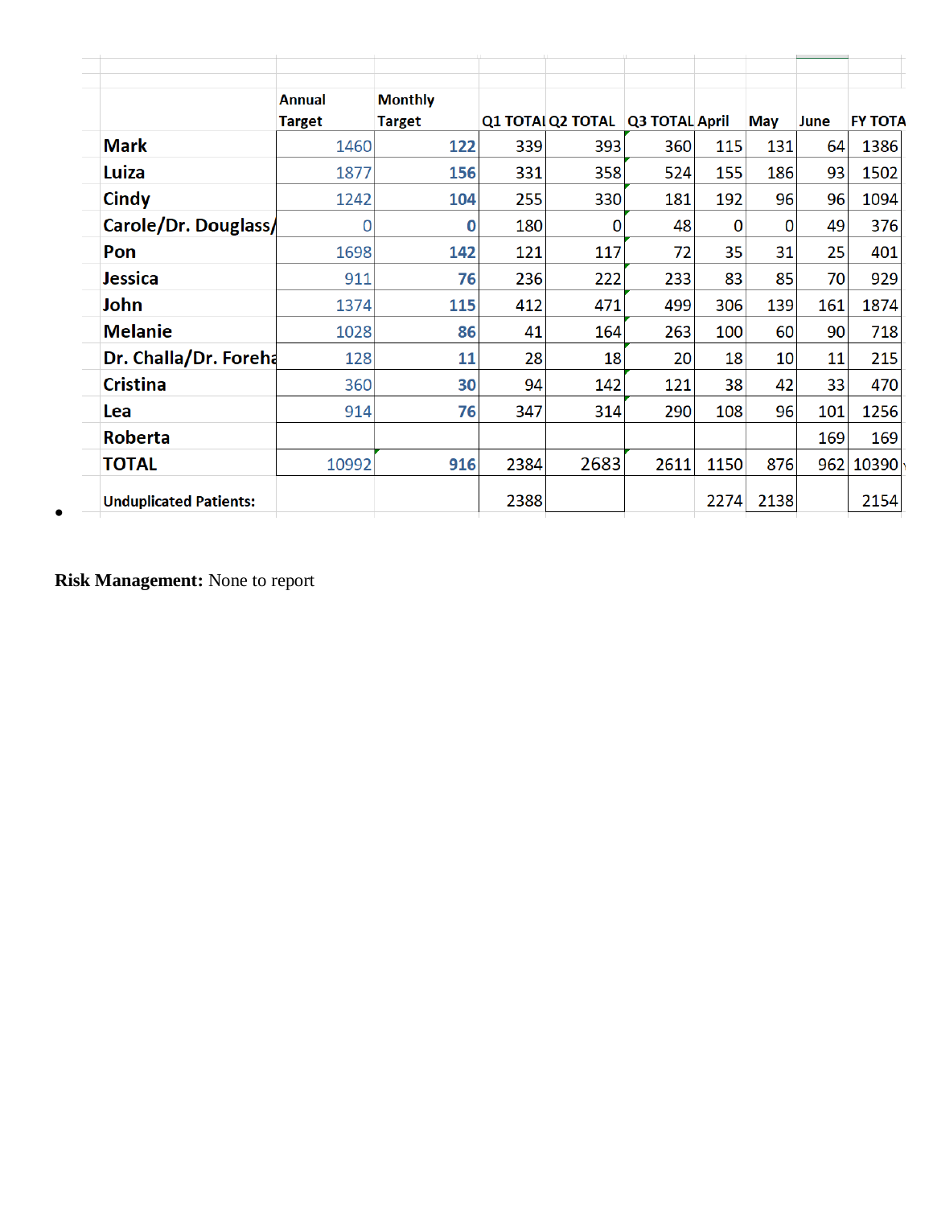| | Annual Target | Monthly Target | Q1 TOTAl | Q2 TOTAL | Q3 TOTAL | April | May | June | FY TOTA |
|---|---|---|---|---|---|---|---|---|---|
| Mark | 1460 | 122 | 339 | 393 | 360 | 115 | 131 | 64 | 1386 |
| Luiza | 1877 | 156 | 331 | 358 | 524 | 155 | 186 | 93 | 1502 |
| Cindy | 1242 | 104 | 255 | 330 | 181 | 192 | 96 | 96 | 1094 |
| Carole/Dr. Douglass/ | 0 | 0 | 180 | 0 | 48 | 0 | 0 | 49 | 376 |
| Pon | 1698 | 142 | 121 | 117 | 72 | 35 | 31 | 25 | 401 |
| Jessica | 911 | 76 | 236 | 222 | 233 | 83 | 85 | 70 | 929 |
| John | 1374 | 115 | 412 | 471 | 499 | 306 | 139 | 161 | 1874 |
| Melanie | 1028 | 86 | 41 | 164 | 263 | 100 | 60 | 90 | 718 |
| Dr. Challa/Dr. Foreha | 128 | 11 | 28 | 18 | 20 | 18 | 10 | 11 | 215 |
| Cristina | 360 | 30 | 94 | 142 | 121 | 38 | 42 | 33 | 470 |
| Lea | 914 | 76 | 347 | 314 | 290 | 108 | 96 | 101 | 1256 |
| Roberta | | | | | | | | 169 | 169 |
| TOTAL | 10992 | 916 | 2384 | 2683 | 2611 | 1150 | 876 | 962 | 10390 |
| Unduplicated Patients: | | | 2388 | | | 2274 | 2138 | | 2154 |

**Risk Management:** None to report